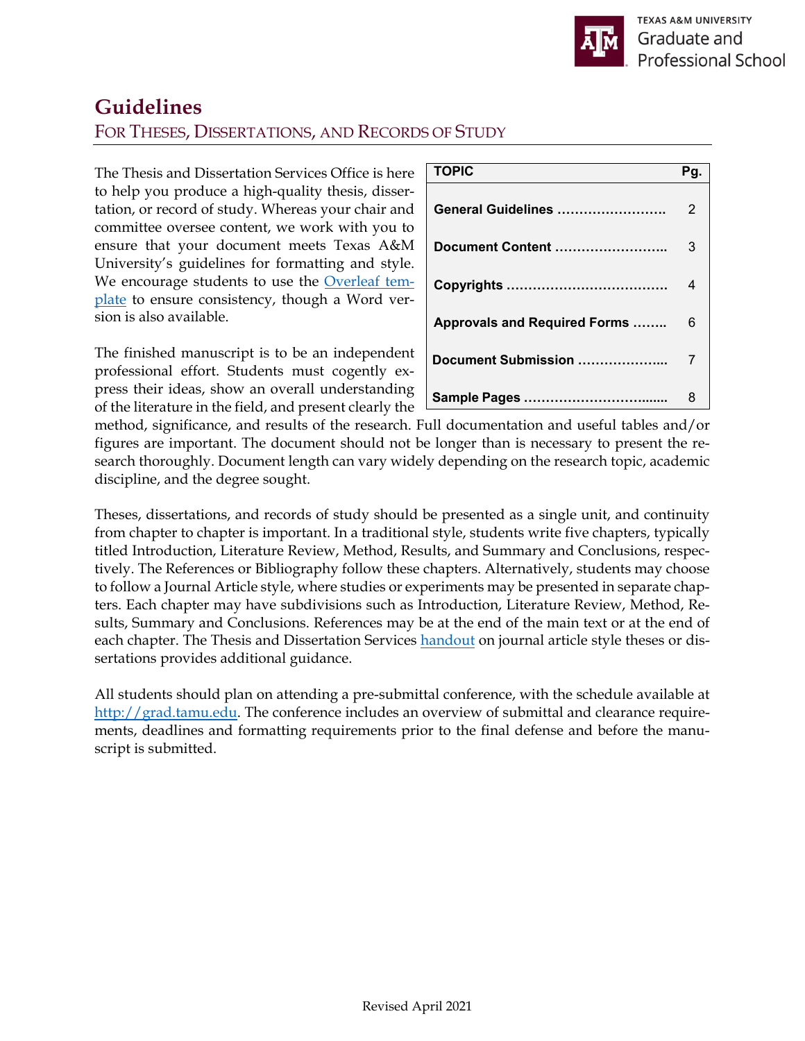TEXAS A&M UNIVERSITY
Graduate and Professional School

# Guidelines

## For Theses, Dissertations, and Records of Study

| TOPIC | Pg. |
|---|---|
| **General Guidelines** ……………………. | 2 |
| **Document Content** …………………….. | 3 |
| **Copyrights** ………………………………. | 4 |
| **Approvals and Required Forms** …….. | 6 |
| **Document Submission** ……………….. | 7 |
| **Sample Pages** …………………………...... | 8 |

The Thesis and Dissertation Services Office is here to help you produce a high-quality thesis, dissertation, or record of study. Whereas your chair and committee oversee content, we work with you to ensure that your document meets Texas A&M University's guidelines for formatting and style. We encourage students to use the [Overleaf template]() to ensure consistency, though a Word version is also available.

The finished manuscript is to be an independent professional effort. Students must cogently express their ideas, show an overall understanding of the literature in the field, and present clearly the method, significance, and results of the research. Full documentation and useful tables and/or figures are important. The document should not be longer than is necessary to present the research thoroughly. Document length can vary widely depending on the research topic, academic discipline, and the degree sought.

Theses, dissertations, and records of study should be presented as a single unit, and continuity from chapter to chapter is important. In a traditional style, students write five chapters, typically titled Introduction, Literature Review, Method, Results, and Summary and Conclusions, respectively. The References or Bibliography follow these chapters. Alternatively, students may choose to follow a Journal Article style, where studies or experiments may be presented in separate chapters. Each chapter may have subdivisions such as Introduction, Literature Review, Method, Results, Summary and Conclusions. References may be at the end of the main text or at the end of each chapter. The Thesis and Dissertation Services [handout]() on journal article style theses or dissertations provides additional guidance.

All students should plan on attending a pre-submittal conference, with the schedule available at [http://grad.tamu.edu](http://grad.tamu.edu). The conference includes an overview of submittal and clearance requirements, deadlines and formatting requirements prior to the final defense and before the manuscript is submitted.

Revised April 2021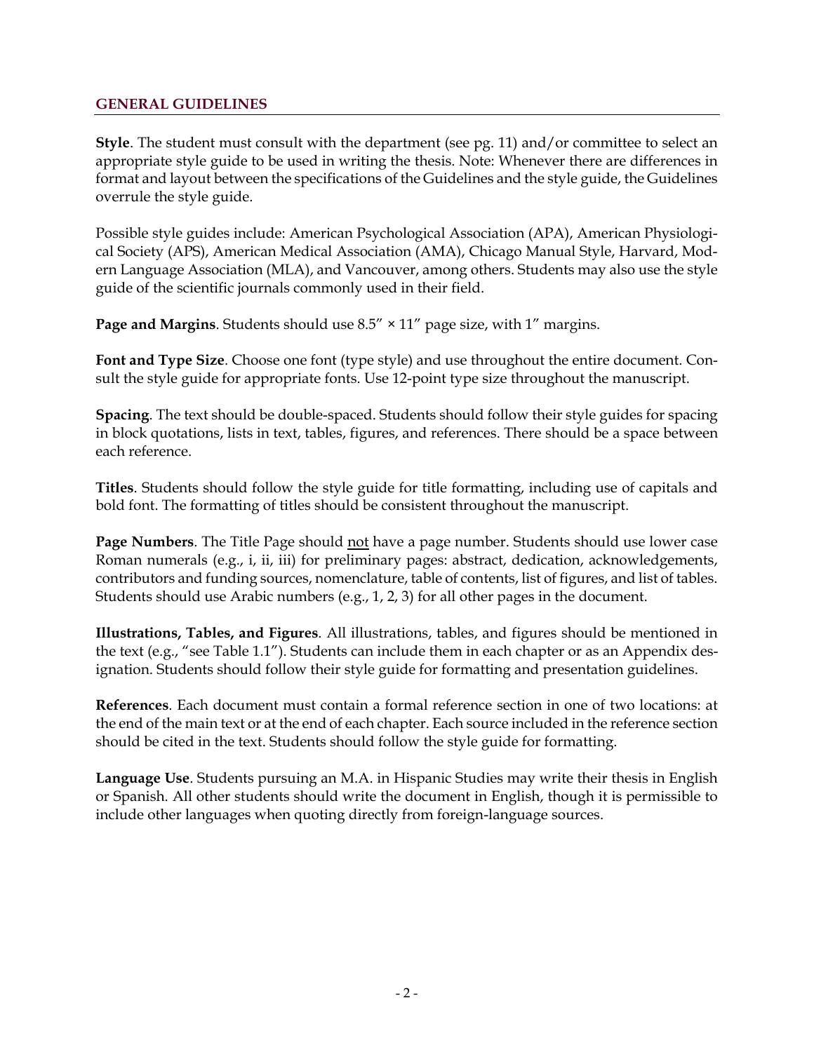## GENERAL GUIDELINES

**Style**. The student must consult with the department (see pg. 11) and/or committee to select an appropriate style guide to be used in writing the thesis. Note: Whenever there are differences in format and layout between the specifications of the Guidelines and the style guide, the Guidelines overrule the style guide.

Possible style guides include: American Psychological Association (APA), American Physiological Society (APS), American Medical Association (AMA), Chicago Manual Style, Harvard, Modern Language Association (MLA), and Vancouver, among others. Students may also use the style guide of the scientific journals commonly used in their field.

**Page and Margins**. Students should use 8.5″ × 11″ page size, with 1″ margins.

**Font and Type Size**. Choose one font (type style) and use throughout the entire document. Consult the style guide for appropriate fonts. Use 12-point type size throughout the manuscript.

**Spacing**. The text should be double-spaced. Students should follow their style guides for spacing in block quotations, lists in text, tables, figures, and references. There should be a space between each reference.

**Titles**. Students should follow the style guide for title formatting, including use of capitals and bold font. The formatting of titles should be consistent throughout the manuscript.

**Page Numbers**. The Title Page should <u>not</u> have a page number. Students should use lower case Roman numerals (e.g., i, ii, iii) for preliminary pages: abstract, dedication, acknowledgements, contributors and funding sources, nomenclature, table of contents, list of figures, and list of tables. Students should use Arabic numbers (e.g., 1, 2, 3) for all other pages in the document.

**Illustrations, Tables, and Figures**. All illustrations, tables, and figures should be mentioned in the text (e.g., "see Table 1.1"). Students can include them in each chapter or as an Appendix designation. Students should follow their style guide for formatting and presentation guidelines.

**References**. Each document must contain a formal reference section in one of two locations: at the end of the main text or at the end of each chapter. Each source included in the reference section should be cited in the text. Students should follow the style guide for formatting.

**Language Use**. Students pursuing an M.A. in Hispanic Studies may write their thesis in English or Spanish. All other students should write the document in English, though it is permissible to include other languages when quoting directly from foreign-language sources.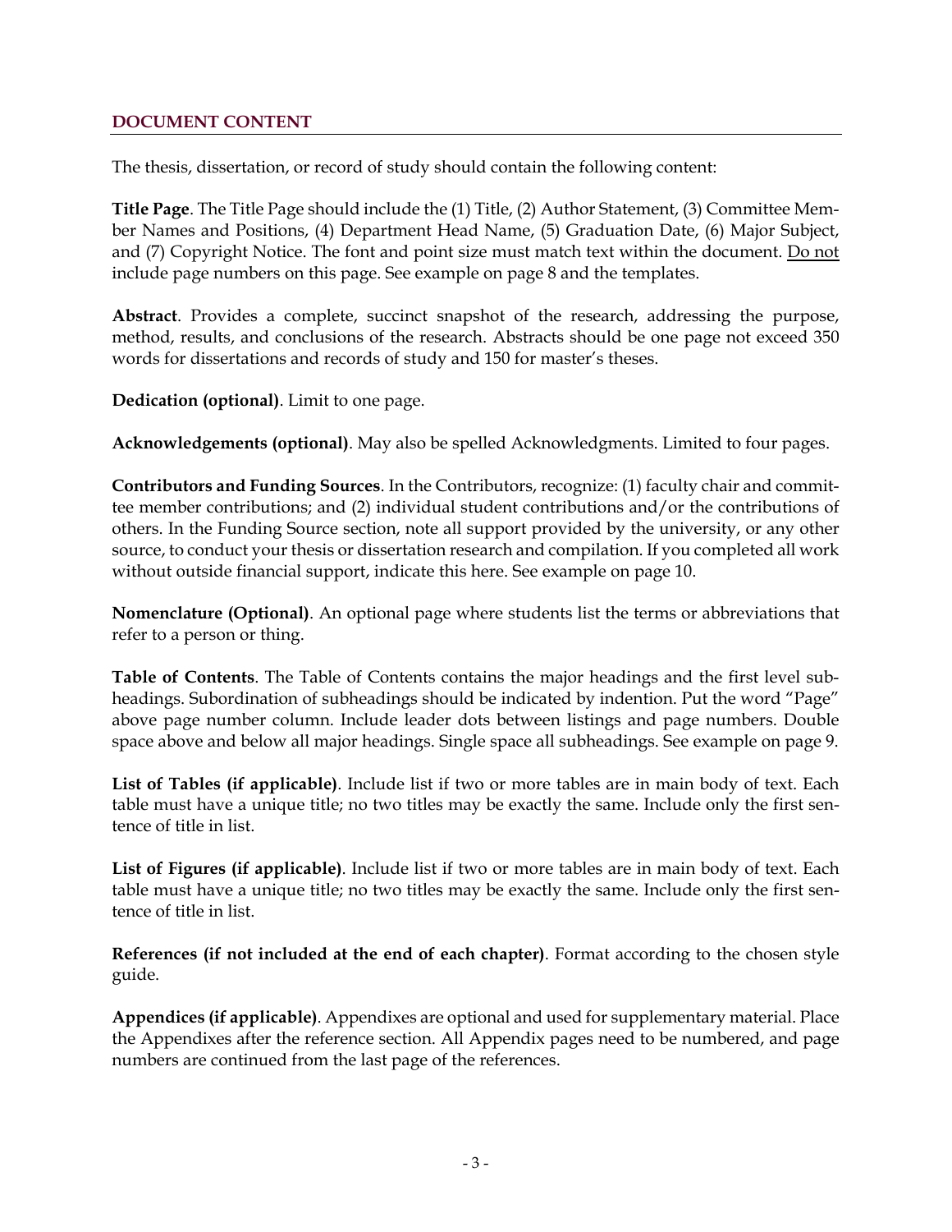## DOCUMENT CONTENT

The thesis, dissertation, or record of study should contain the following content:

**Title Page**. The Title Page should include the (1) Title, (2) Author Statement, (3) Committee Member Names and Positions, (4) Department Head Name, (5) Graduation Date, (6) Major Subject, and (7) Copyright Notice. The font and point size must match text within the document. <u>Do not</u> include page numbers on this page. See example on page 8 and the templates.

**Abstract**. Provides a complete, succinct snapshot of the research, addressing the purpose, method, results, and conclusions of the research. Abstracts should be one page not exceed 350 words for dissertations and records of study and 150 for master's theses.

**Dedication (optional)**. Limit to one page.

**Acknowledgements (optional)**. May also be spelled Acknowledgments. Limited to four pages.

**Contributors and Funding Sources**. In the Contributors, recognize: (1) faculty chair and committee member contributions; and (2) individual student contributions and/or the contributions of others. In the Funding Source section, note all support provided by the university, or any other source, to conduct your thesis or dissertation research and compilation. If you completed all work without outside financial support, indicate this here. See example on page 10.

**Nomenclature (Optional)**. An optional page where students list the terms or abbreviations that refer to a person or thing.

**Table of Contents**. The Table of Contents contains the major headings and the first level subheadings. Subordination of subheadings should be indicated by indention. Put the word "Page" above page number column. Include leader dots between listings and page numbers. Double space above and below all major headings. Single space all subheadings. See example on page 9.

**List of Tables (if applicable)**. Include list if two or more tables are in main body of text. Each table must have a unique title; no two titles may be exactly the same. Include only the first sentence of title in list.

**List of Figures (if applicable)**. Include list if two or more tables are in main body of text. Each table must have a unique title; no two titles may be exactly the same. Include only the first sentence of title in list.

**References (if not included at the end of each chapter)**. Format according to the chosen style guide.

**Appendices (if applicable)**. Appendixes are optional and used for supplementary material. Place the Appendixes after the reference section. All Appendix pages need to be numbered, and page numbers are continued from the last page of the references.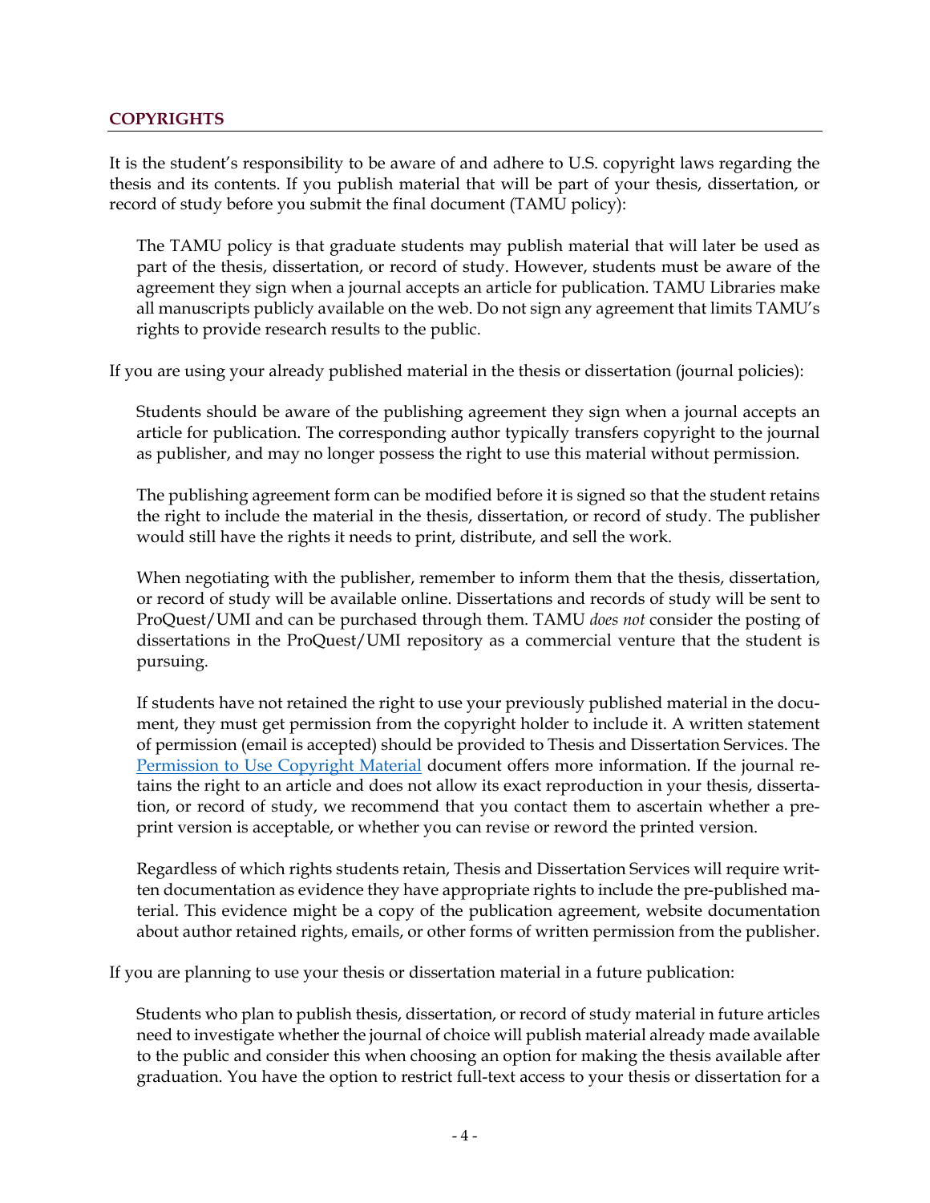## COPYRIGHTS

It is the student's responsibility to be aware of and adhere to U.S. copyright laws regarding the thesis and its contents. If you publish material that will be part of your thesis, dissertation, or record of study before you submit the final document (TAMU policy):

> The TAMU policy is that graduate students may publish material that will later be used as part of the thesis, dissertation, or record of study. However, students must be aware of the agreement they sign when a journal accepts an article for publication. TAMU Libraries make all manuscripts publicly available on the web. Do not sign any agreement that limits TAMU's rights to provide research results to the public.

If you are using your already published material in the thesis or dissertation (journal policies):

> Students should be aware of the publishing agreement they sign when a journal accepts an article for publication. The corresponding author typically transfers copyright to the journal as publisher, and may no longer possess the right to use this material without permission.
>
> The publishing agreement form can be modified before it is signed so that the student retains the right to include the material in the thesis, dissertation, or record of study. The publisher would still have the rights it needs to print, distribute, and sell the work.
>
> When negotiating with the publisher, remember to inform them that the thesis, dissertation, or record of study will be available online. Dissertations and records of study will be sent to ProQuest/UMI and can be purchased through them. TAMU *does not* consider the posting of dissertations in the ProQuest/UMI repository as a commercial venture that the student is pursuing.
>
> If students have not retained the right to use your previously published material in the document, they must get permission from the copyright holder to include it. A written statement of permission (email is accepted) should be provided to Thesis and Dissertation Services. The Permission to Use Copyright Material document offers more information. If the journal retains the right to an article and does not allow its exact reproduction in your thesis, dissertation, or record of study, we recommend that you contact them to ascertain whether a preprint version is acceptable, or whether you can revise or reword the printed version.
>
> Regardless of which rights students retain, Thesis and Dissertation Services will require written documentation as evidence they have appropriate rights to include the pre-published material. This evidence might be a copy of the publication agreement, website documentation about author retained rights, emails, or other forms of written permission from the publisher.

If you are planning to use your thesis or dissertation material in a future publication:

> Students who plan to publish thesis, dissertation, or record of study material in future articles need to investigate whether the journal of choice will publish material already made available to the public and consider this when choosing an option for making the thesis available after graduation. You have the option to restrict full-text access to your thesis or dissertation for a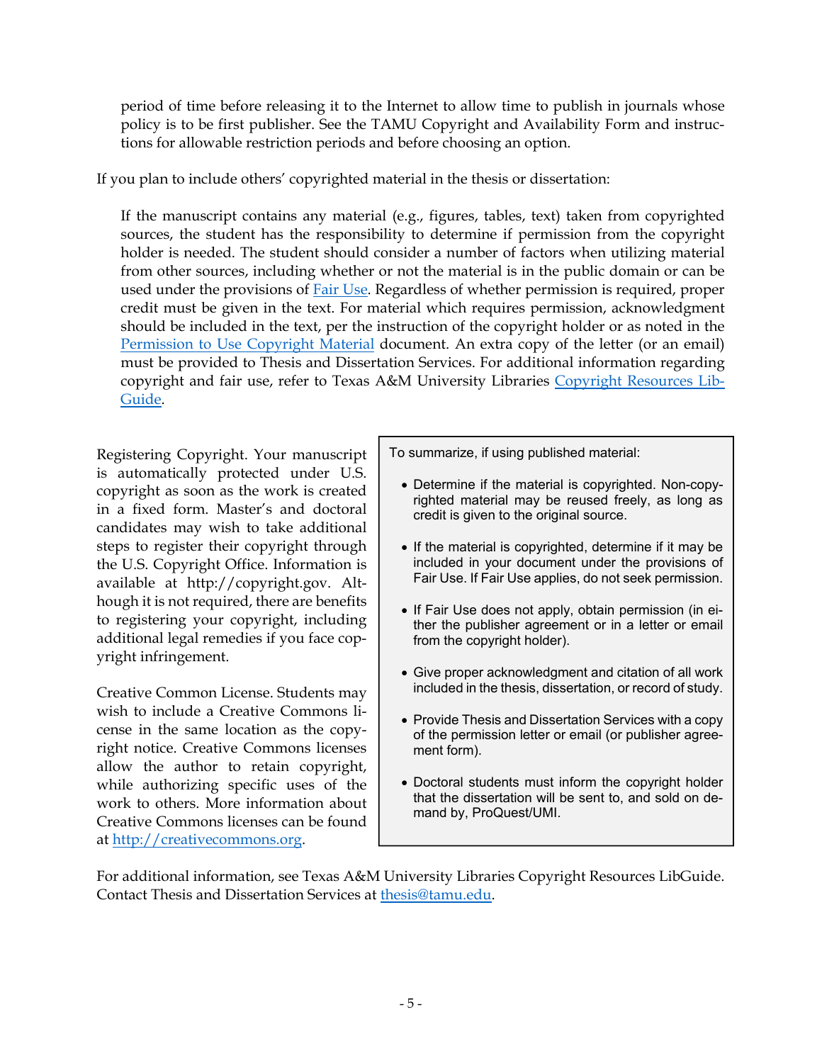period of time before releasing it to the Internet to allow time to publish in journals whose policy is to be first publisher. See the TAMU Copyright and Availability Form and instructions for allowable restriction periods and before choosing an option.

If you plan to include others' copyrighted material in the thesis or dissertation:

> If the manuscript contains any material (e.g., figures, tables, text) taken from copyrighted sources, the student has the responsibility to determine if permission from the copyright holder is needed. The student should consider a number of factors when utilizing material from other sources, including whether or not the material is in the public domain or can be used under the provisions of Fair Use. Regardless of whether permission is required, proper credit must be given in the text. For material which requires permission, acknowledgment should be included in the text, per the instruction of the copyright holder or as noted in the Permission to Use Copyright Material document. An extra copy of the letter (or an email) must be provided to Thesis and Dissertation Services. For additional information regarding copyright and fair use, refer to Texas A&M University Libraries Copyright Resources LibGuide.

Registering Copyright. Your manuscript is automatically protected under U.S. copyright as soon as the work is created in a fixed form. Master's and doctoral candidates may wish to take additional steps to register their copyright through the U.S. Copyright Office. Information is available at http://copyright.gov. Although it is not required, there are benefits to registering your copyright, including additional legal remedies if you face copyright infringement.

Creative Common License. Students may wish to include a Creative Commons license in the same location as the copyright notice. Creative Commons licenses allow the author to retain copyright, while authorizing specific uses of the work to others. More information about Creative Commons licenses can be found at http://creativecommons.org.

> To summarize, if using published material:
>
> - Determine if the material is copyrighted. Non-copyrighted material may be reused freely, as long as credit is given to the original source.
> - If the material is copyrighted, determine if it may be included in your document under the provisions of Fair Use. If Fair Use applies, do not seek permission.
> - If Fair Use does not apply, obtain permission (in either the publisher agreement or in a letter or email from the copyright holder).
> - Give proper acknowledgment and citation of all work included in the thesis, dissertation, or record of study.
> - Provide Thesis and Dissertation Services with a copy of the permission letter or email (or publisher agreement form).
> - Doctoral students must inform the copyright holder that the dissertation will be sent to, and sold on demand by, ProQuest/UMI.

For additional information, see Texas A&M University Libraries Copyright Resources LibGuide. Contact Thesis and Dissertation Services at thesis@tamu.edu.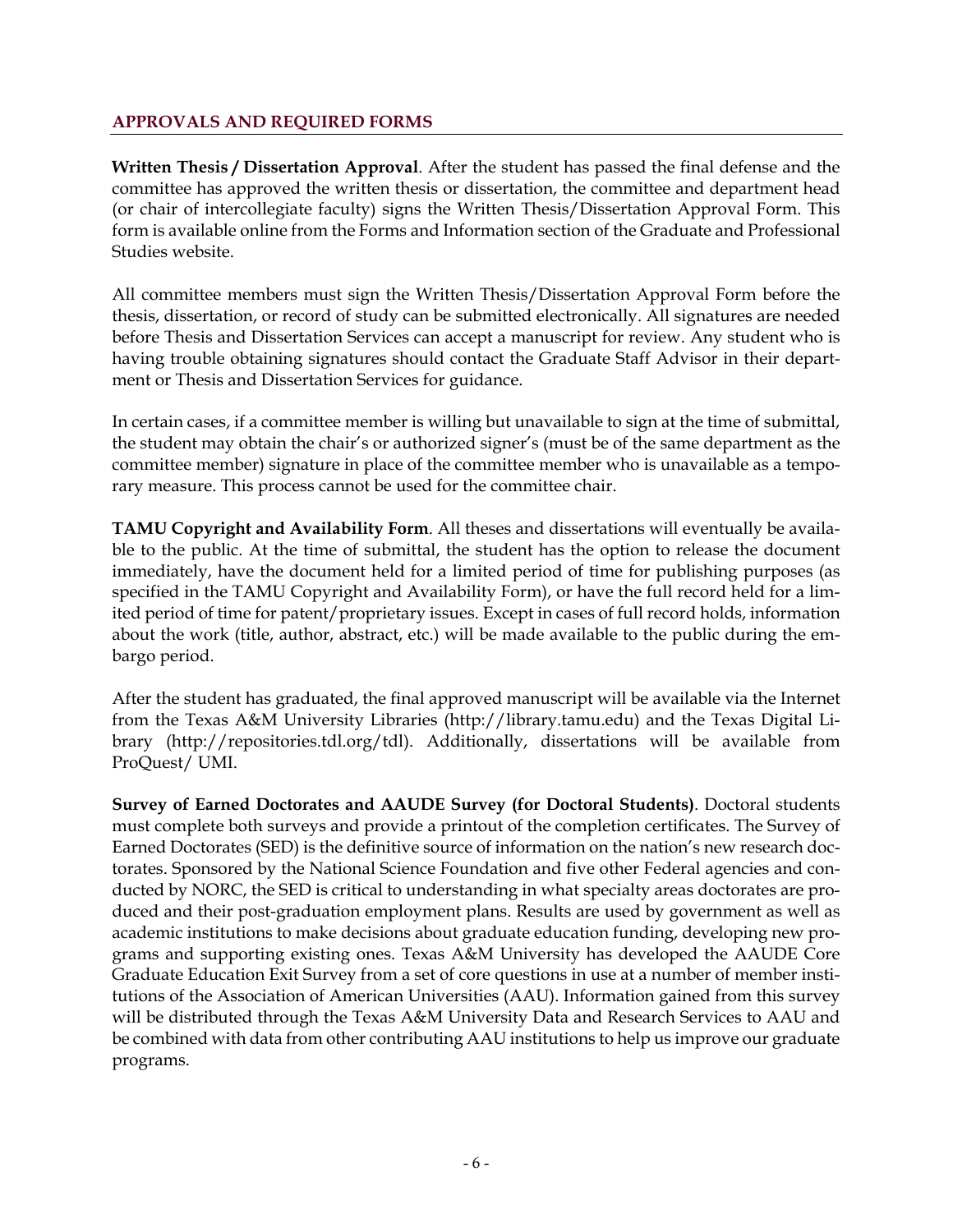## APPROVALS AND REQUIRED FORMS

**Written Thesis / Dissertation Approval**. After the student has passed the final defense and the committee has approved the written thesis or dissertation, the committee and department head (or chair of intercollegiate faculty) signs the Written Thesis/Dissertation Approval Form. This form is available online from the Forms and Information section of the Graduate and Professional Studies website.

All committee members must sign the Written Thesis/Dissertation Approval Form before the thesis, dissertation, or record of study can be submitted electronically. All signatures are needed before Thesis and Dissertation Services can accept a manuscript for review. Any student who is having trouble obtaining signatures should contact the Graduate Staff Advisor in their department or Thesis and Dissertation Services for guidance.

In certain cases, if a committee member is willing but unavailable to sign at the time of submittal, the student may obtain the chair's or authorized signer's (must be of the same department as the committee member) signature in place of the committee member who is unavailable as a temporary measure. This process cannot be used for the committee chair.

**TAMU Copyright and Availability Form**. All theses and dissertations will eventually be available to the public. At the time of submittal, the student has the option to release the document immediately, have the document held for a limited period of time for publishing purposes (as specified in the TAMU Copyright and Availability Form), or have the full record held for a limited period of time for patent/proprietary issues. Except in cases of full record holds, information about the work (title, author, abstract, etc.) will be made available to the public during the embargo period.

After the student has graduated, the final approved manuscript will be available via the Internet from the Texas A&M University Libraries (http://library.tamu.edu) and the Texas Digital Library (http://repositories.tdl.org/tdl). Additionally, dissertations will be available from ProQuest/ UMI.

**Survey of Earned Doctorates and AAUDE Survey (for Doctoral Students)**. Doctoral students must complete both surveys and provide a printout of the completion certificates. The Survey of Earned Doctorates (SED) is the definitive source of information on the nation's new research doctorates. Sponsored by the National Science Foundation and five other Federal agencies and conducted by NORC, the SED is critical to understanding in what specialty areas doctorates are produced and their post-graduation employment plans. Results are used by government as well as academic institutions to make decisions about graduate education funding, developing new programs and supporting existing ones. Texas A&M University has developed the AAUDE Core Graduate Education Exit Survey from a set of core questions in use at a number of member institutions of the Association of American Universities (AAU). Information gained from this survey will be distributed through the Texas A&M University Data and Research Services to AAU and be combined with data from other contributing AAU institutions to help us improve our graduate programs.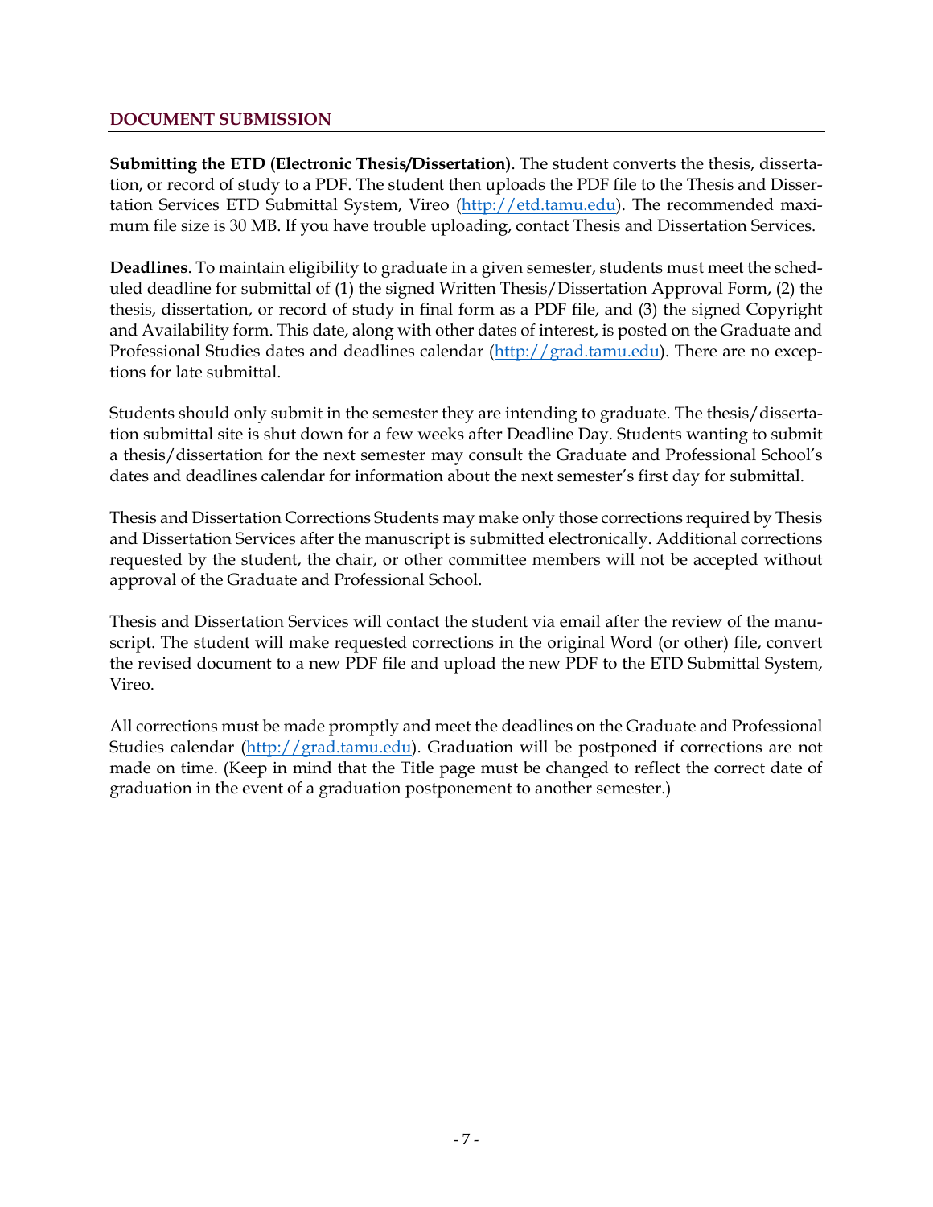## DOCUMENT SUBMISSION

**Submitting the ETD (Electronic Thesis/Dissertation)**. The student converts the thesis, dissertation, or record of study to a PDF. The student then uploads the PDF file to the Thesis and Dissertation Services ETD Submittal System, Vireo (http://etd.tamu.edu). The recommended maximum file size is 30 MB. If you have trouble uploading, contact Thesis and Dissertation Services.

**Deadlines**. To maintain eligibility to graduate in a given semester, students must meet the scheduled deadline for submittal of (1) the signed Written Thesis/Dissertation Approval Form, (2) the thesis, dissertation, or record of study in final form as a PDF file, and (3) the signed Copyright and Availability form. This date, along with other dates of interest, is posted on the Graduate and Professional Studies dates and deadlines calendar (http://grad.tamu.edu). There are no exceptions for late submittal.

Students should only submit in the semester they are intending to graduate. The thesis/dissertation submittal site is shut down for a few weeks after Deadline Day. Students wanting to submit a thesis/dissertation for the next semester may consult the Graduate and Professional School's dates and deadlines calendar for information about the next semester's first day for submittal.

Thesis and Dissertation Corrections Students may make only those corrections required by Thesis and Dissertation Services after the manuscript is submitted electronically. Additional corrections requested by the student, the chair, or other committee members will not be accepted without approval of the Graduate and Professional School.

Thesis and Dissertation Services will contact the student via email after the review of the manuscript. The student will make requested corrections in the original Word (or other) file, convert the revised document to a new PDF file and upload the new PDF to the ETD Submittal System, Vireo.

All corrections must be made promptly and meet the deadlines on the Graduate and Professional Studies calendar (http://grad.tamu.edu). Graduation will be postponed if corrections are not made on time. (Keep in mind that the Title page must be changed to reflect the correct date of graduation in the event of a graduation postponement to another semester.)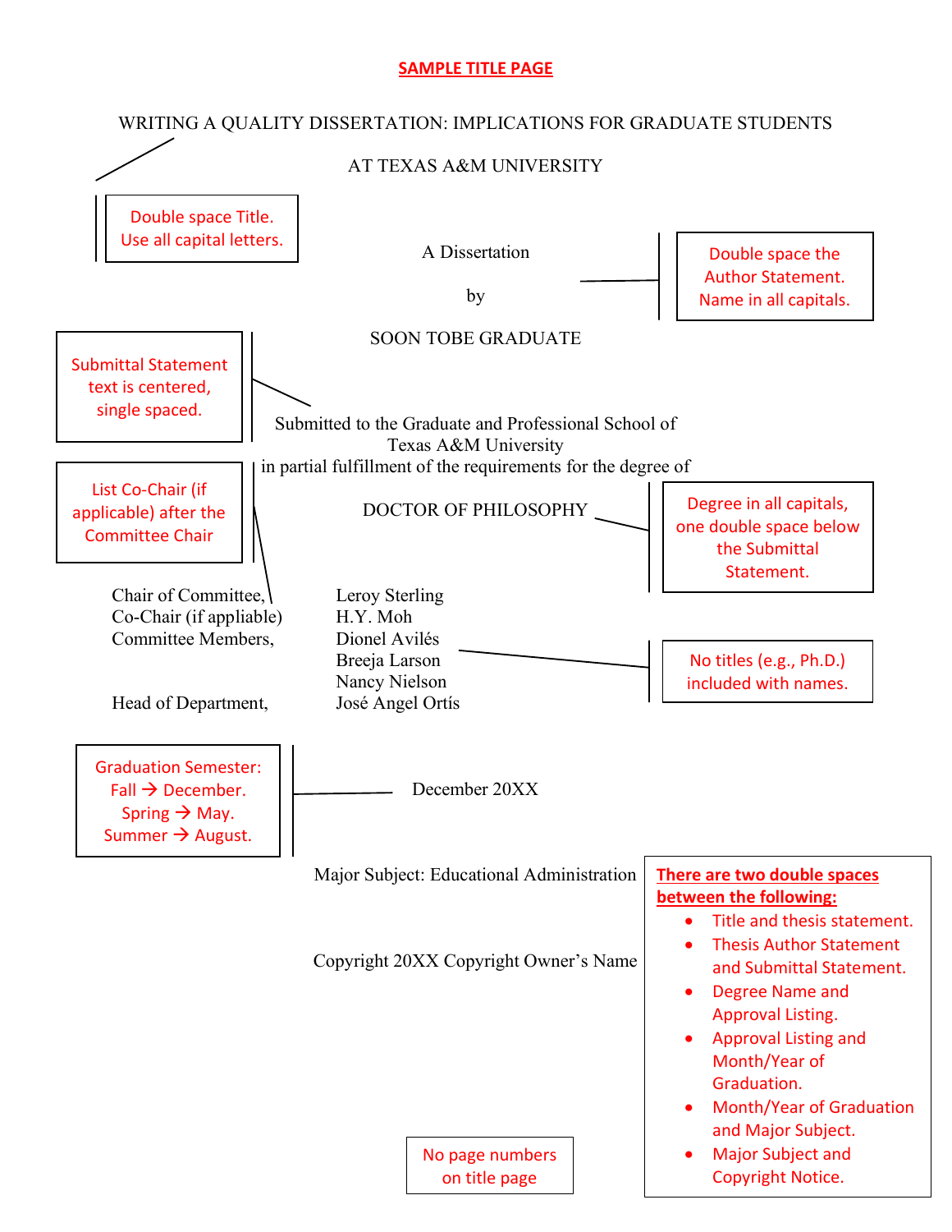**SAMPLE TITLE PAGE**

WRITING A QUALITY DISSERTATION: IMPLICATIONS FOR GRADUATE STUDENTS

AT TEXAS A&M UNIVERSITY

Double space Title. Use all capital letters.

A Dissertation

by

SOON TOBE GRADUATE

Double space the Author Statement. Name in all capitals.

Submittal Statement text is centered, single spaced.

Submitted to the Graduate and Professional School of
Texas A&M University
in partial fulfillment of the requirements for the degree of

DOCTOR OF PHILOSOPHY

List Co-Chair (if applicable) after the Committee Chair

Degree in all capitals, one double space below the Submittal Statement.

| | |
|---|---|
| Chair of Committee, | Leroy Sterling |
| Co-Chair (if appliable) | H.Y. Moh |
| Committee Members, | Dionel Avilés |
| | Breeja Larson |
| | Nancy Nielson |
| Head of Department, | José Angel Ortís |

No titles (e.g., Ph.D.) included with names.

Graduation Semester:
Fall → December.
Spring → May.
Summer → August.

December 20XX

Major Subject: Educational Administration

Copyright 20XX Copyright Owner's Name

**There are two double spaces between the following:**

- Title and thesis statement.
- Thesis Author Statement and Submittal Statement.
- Degree Name and Approval Listing.
- Approval Listing and Month/Year of Graduation.
- Month/Year of Graduation and Major Subject.
- Major Subject and Copyright Notice.

No page numbers on title page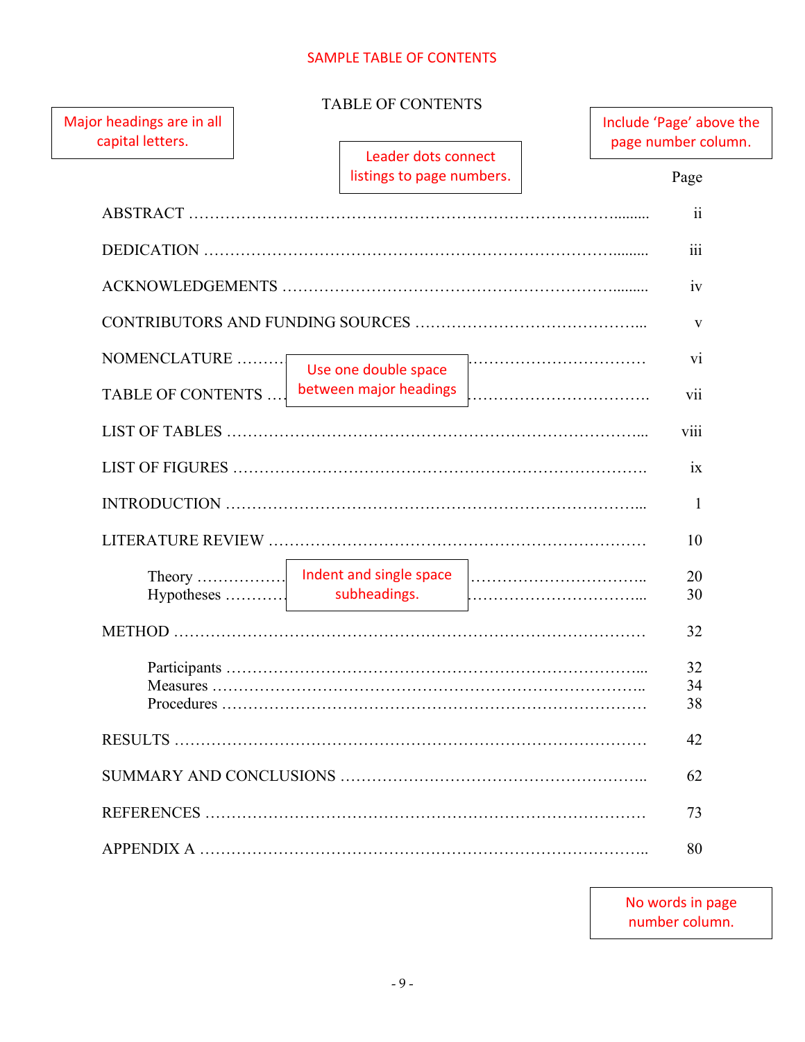SAMPLE TABLE OF CONTENTS

# TABLE OF CONTENTS

Major headings are in all capital letters.

Leader dots connect listings to page numbers.

Include 'Page' above the page number column.

| | Page |
|---|---|
| ABSTRACT ........................................................................................ | ii |
| DEDICATION ..................................................................................... | iii |
| ACKNOWLEDGEMENTS ........................................................................ | iv |
| CONTRIBUTORS AND FUNDING SOURCES ............................................ | v |
| NOMENCLATURE ................................................................................ | vi |
| TABLE OF CONTENTS ........................................................................ | vii |
| LIST OF TABLES ................................................................................. | viii |
| LIST OF FIGURES ................................................................................ | ix |
| INTRODUCTION ................................................................................... | 1 |
| LITERATURE REVIEW ............................................................................ | 10 |
| Theory ................................................................................................ | 20 |
| Hypotheses .......................................................................................... | 30 |
| METHOD ............................................................................................. | 32 |
| Participants ......................................................................................... | 32 |
| Measures ............................................................................................. | 34 |
| Procedures ........................................................................................... | 38 |
| RESULTS ............................................................................................. | 42 |
| SUMMARY AND CONCLUSIONS .............................................................. | 62 |
| REFERENCES ....................................................................................... | 73 |
| APPENDIX A ........................................................................................ | 80 |

Use one double space between major headings

Indent and single space subheadings.

No words in page number column.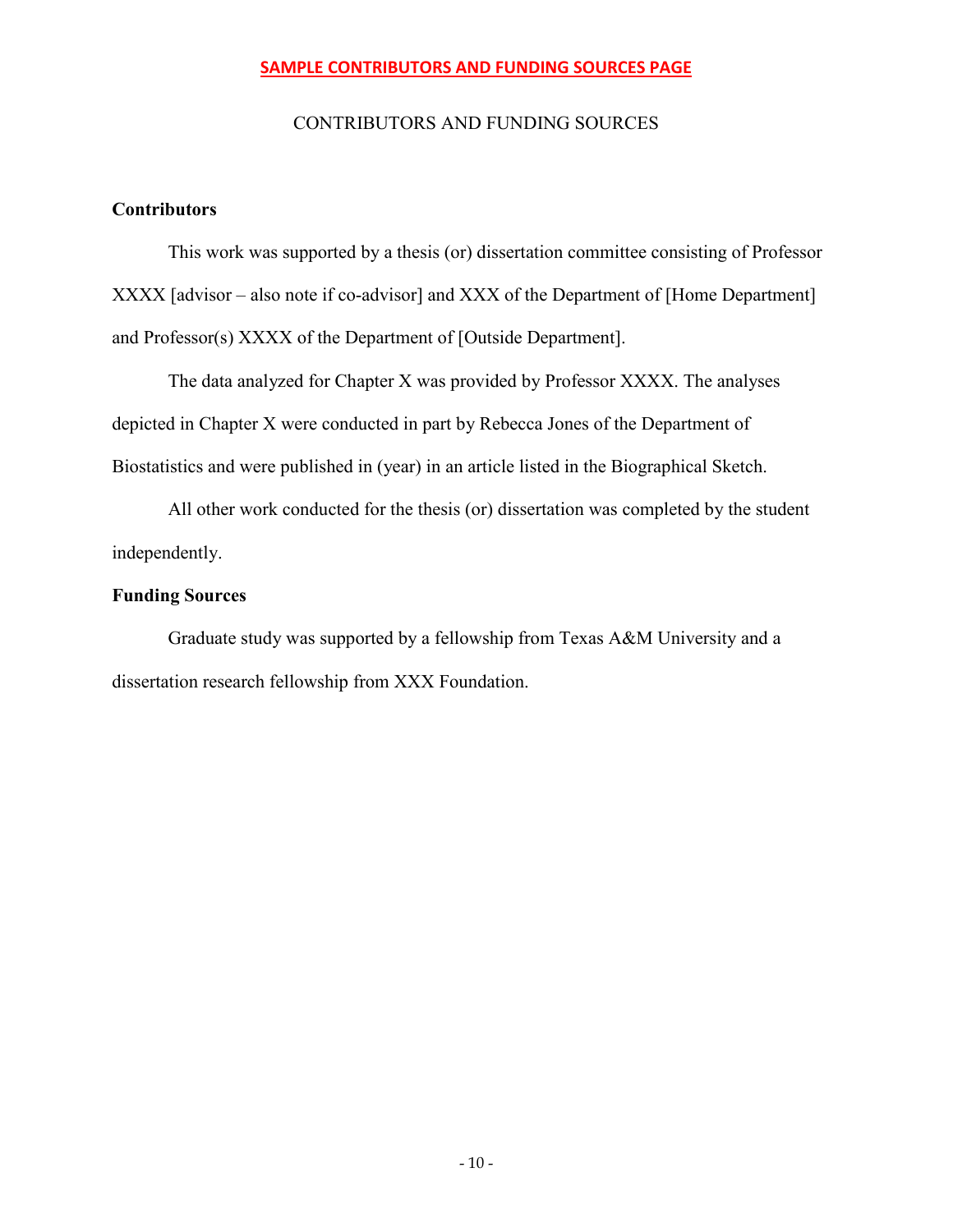**SAMPLE CONTRIBUTORS AND FUNDING SOURCES PAGE**

CONTRIBUTORS AND FUNDING SOURCES

**Contributors**

This work was supported by a thesis (or) dissertation committee consisting of Professor XXXX [advisor – also note if co-advisor] and XXX of the Department of [Home Department] and Professor(s) XXXX of the Department of [Outside Department].

The data analyzed for Chapter X was provided by Professor XXXX. The analyses depicted in Chapter X were conducted in part by Rebecca Jones of the Department of Biostatistics and were published in (year) in an article listed in the Biographical Sketch.

All other work conducted for the thesis (or) dissertation was completed by the student independently.

**Funding Sources**

Graduate study was supported by a fellowship from Texas A&M University and a dissertation research fellowship from XXX Foundation.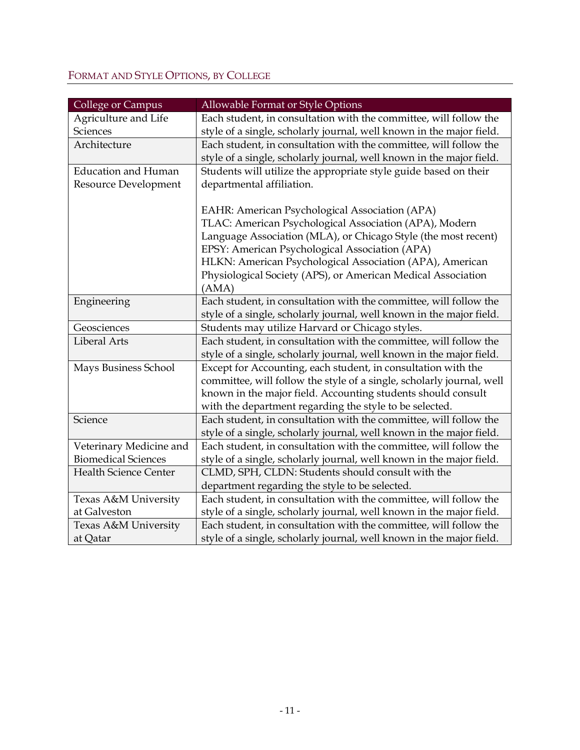## Format and Style Options, by College

| College or Campus | Allowable Format or Style Options |
|---|---|
| Agriculture and Life Sciences | Each student, in consultation with the committee, will follow the style of a single, scholarly journal, well known in the major field. |
| Architecture | Each student, in consultation with the committee, will follow the style of a single, scholarly journal, well known in the major field. |
| Education and Human Resource Development | Students will utilize the appropriate style guide based on their departmental affiliation.<br><br>EAHR: American Psychological Association (APA)<br>TLAC: American Psychological Association (APA), Modern Language Association (MLA), or Chicago Style (the most recent)<br>EPSY: American Psychological Association (APA)<br>HLKN: American Psychological Association (APA), American Physiological Society (APS), or American Medical Association (AMA) |
| Engineering | Each student, in consultation with the committee, will follow the style of a single, scholarly journal, well known in the major field. |
| Geosciences | Students may utilize Harvard or Chicago styles. |
| Liberal Arts | Each student, in consultation with the committee, will follow the style of a single, scholarly journal, well known in the major field. |
| Mays Business School | Except for Accounting, each student, in consultation with the committee, will follow the style of a single, scholarly journal, well known in the major field. Accounting students should consult with the department regarding the style to be selected. |
| Science | Each student, in consultation with the committee, will follow the style of a single, scholarly journal, well known in the major field. |
| Veterinary Medicine and Biomedical Sciences | Each student, in consultation with the committee, will follow the style of a single, scholarly journal, well known in the major field. |
| Health Science Center | CLMD, SPH, CLDN: Students should consult with the department regarding the style to be selected. |
| Texas A&M University at Galveston | Each student, in consultation with the committee, will follow the style of a single, scholarly journal, well known in the major field. |
| Texas A&M University at Qatar | Each student, in consultation with the committee, will follow the style of a single, scholarly journal, well known in the major field. |